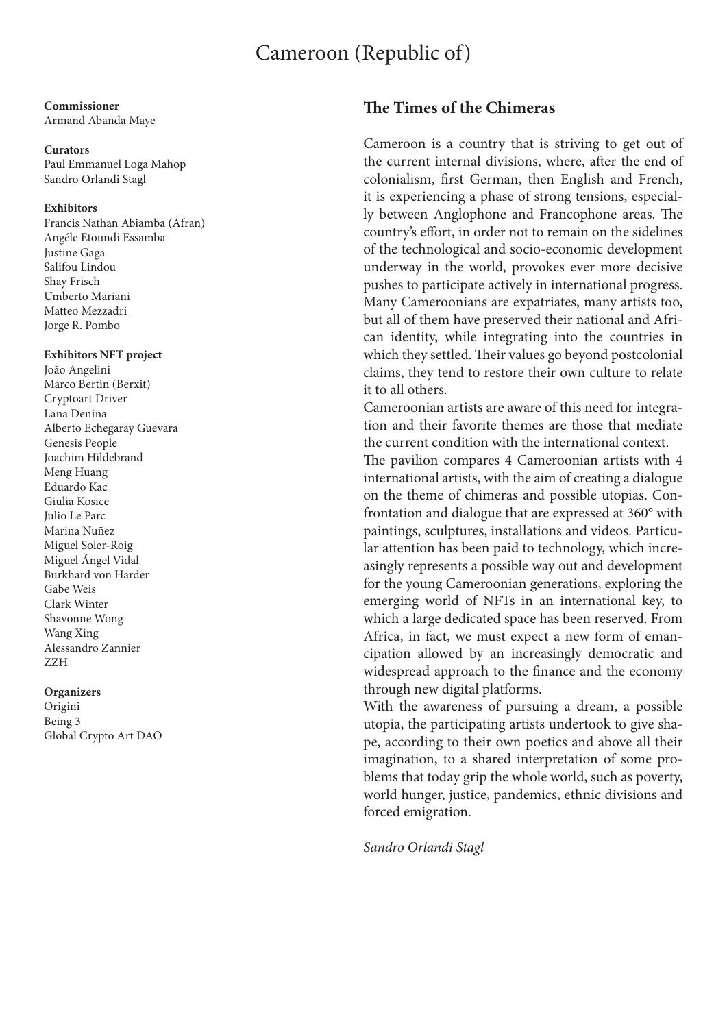# Cameroon (Republic of)

**Commissioner**
Armand Abanda Maye

**Curators**
Paul Emmanuel Loga Mahop
Sandro Orlandi Stagl

**Exhibitors**
Francis Nathan Abiamba (Afran)
Angéle Etoundi Essamba
Justine Gaga
Salifou Lindou
Shay Frisch
Umberto Mariani
Matteo Mezzadri
Jorge R. Pombo

**Exhibitors NFT project**
João Angelini
Marco Bertìn (Berxit)
Cryptoart Driver
Lana Denina
Alberto Echegaray Guevara
Genesis People
Joachim Hildebrand
Meng Huang
Eduardo Kac
Giulia Kosice
Julio Le Parc
Marina Nuñez
Miguel Soler-Roig
Miguel Ángel Vidal
Burkhard von Harder
Gabe Weis
Clark Winter
Shavonne Wong
Wang Xing
Alessandro Zannier
ZZH

**Organizers**
Origini
Being 3
Global Crypto Art DAO

## The Times of the Chimeras

Cameroon is a country that is striving to get out of the current internal divisions, where, after the end of colonialism, first German, then English and French, it is experiencing a phase of strong tensions, especially between Anglophone and Francophone areas. The country's effort, in order not to remain on the sidelines of the technological and socio-economic development underway in the world, provokes ever more decisive pushes to participate actively in international progress. Many Cameroonians are expatriates, many artists too, but all of them have preserved their national and African identity, while integrating into the countries in which they settled. Their values go beyond postcolonial claims, they tend to restore their own culture to relate it to all others.

Cameroonian artists are aware of this need for integration and their favorite themes are those that mediate the current condition with the international context.

The pavilion compares 4 Cameroonian artists with 4 international artists, with the aim of creating a dialogue on the theme of chimeras and possible utopias. Confrontation and dialogue that are expressed at 360° with paintings, sculptures, installations and videos. Particular attention has been paid to technology, which increasingly represents a possible way out and development for the young Cameroonian generations, exploring the emerging world of NFTs in an international key, to which a large dedicated space has been reserved. From Africa, in fact, we must expect a new form of emancipation allowed by an increasingly democratic and widespread approach to the finance and the economy through new digital platforms.

With the awareness of pursuing a dream, a possible utopia, the participating artists undertook to give shape, according to their own poetics and above all their imagination, to a shared interpretation of some problems that today grip the whole world, such as poverty, world hunger, justice, pandemics, ethnic divisions and forced emigration.

*Sandro Orlandi Stagl*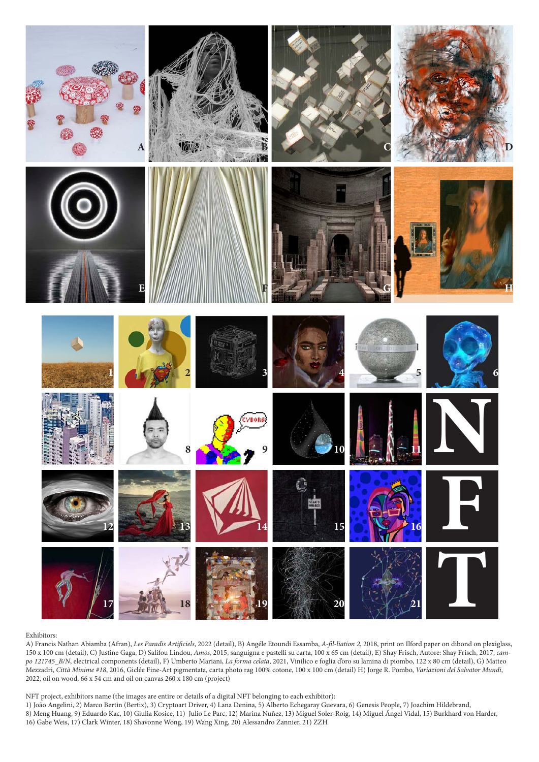Exhibitors:

A) Francis Nathan Abiamba (Afran), *Les Paradis Artificiels*, 2022 (detail), B) Angéle Etoundi Essamba, *A-fil-liation 2*, 2018, print on Ilford paper on dibond on plexiglass, 150 x 100 cm (detail), C) Justine Gaga, D) Salifou Lindou, *Amos*, 2015, sanguigna e pastelli su carta, 100 x 65 cm (detail), E) Shay Frisch, Autore: Shay Frisch, 2017, *campo 121745_B/N*, electrical components (detail), F) Umberto Mariani, *La forma celata*, 2021, Vinilico e foglia d'oro su lamina di piombo, 122 x 80 cm (detail), G) Matteo Mezzadri, *Città Minime #18*, 2016, Giclée Fine-Art pigmentata, carta photo rag 100% cotone, 100 x 100 cm (detail) H) Jorge R. Pombo, *Variazioni del Salvator Mundi*, 2022, oil on wood, 66 x 54 cm and oil on canvas 260 x 180 cm (project)

NFT project, exhibitors name (the images are entire or details of a digital NFT belonging to each exhibitor):
1) João Angelini, 2) Marco Bertìn (Bertix), 3) Cryptoart Driver, 4) Lana Denina, 5) Alberto Echegaray Guevara, 6) Genesis People, 7) Joachim Hildebrand, 8) Meng Huang, 9) Eduardo Kac, 10) Giulia Kosice, 11) Julio Le Parc, 12) Marina Nuñez, 13) Miguel Soler-Roig, 14) Miguel Ángel Vidal, 15) Burkhard von Harder, 16) Gabe Weis, 17) Clark Winter, 18) Shavonne Wong, 19) Wang Xing, 20) Alessandro Zannier, 21) ZZH